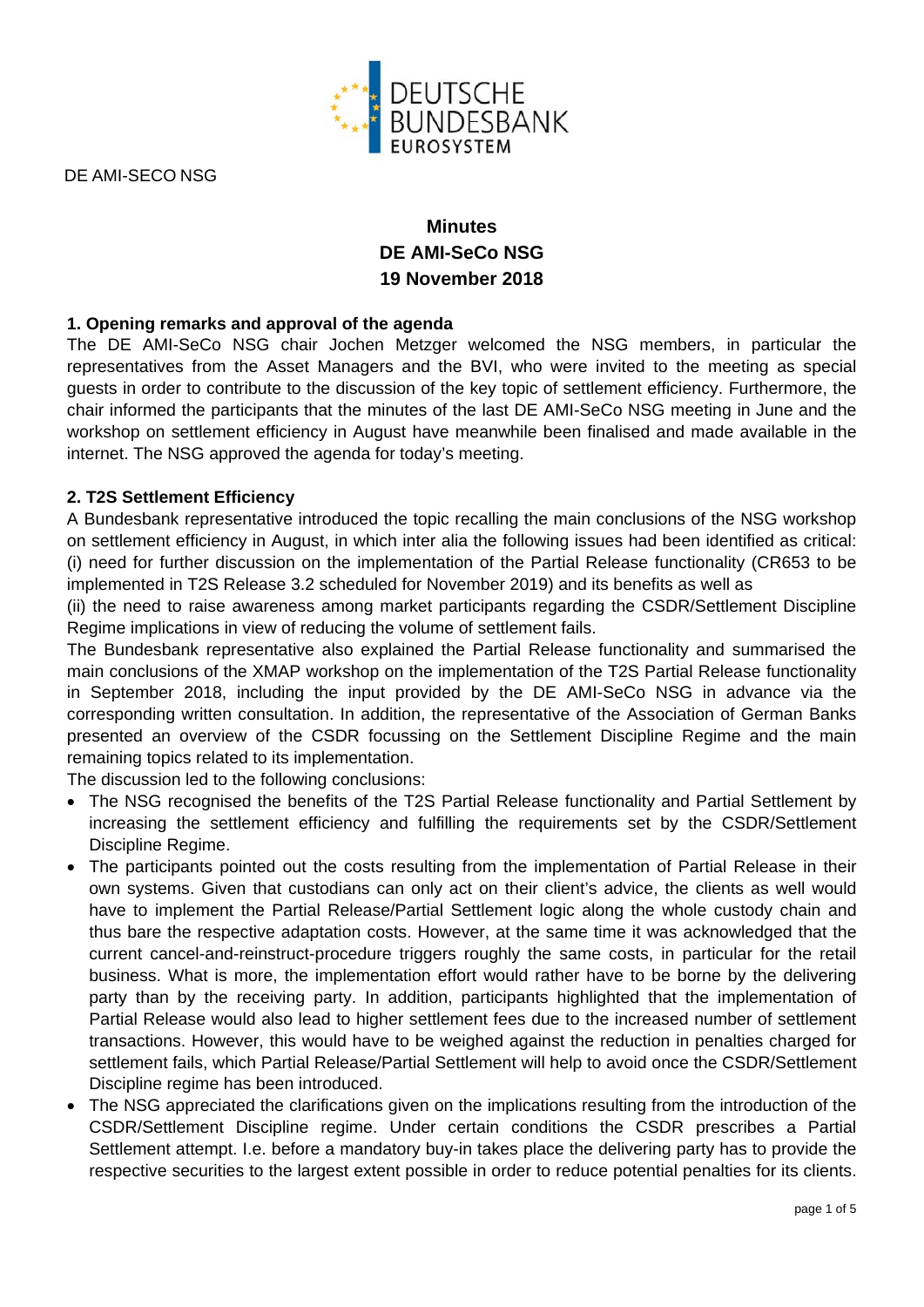DE AMI-SECO NSG

# Minutes
# DE AMI-SeCo NSG
# 19 November 2018

## 1. Opening remarks and approval of the agenda

The DE AMI-SeCo NSG chair Jochen Metzger welcomed the NSG members, in particular the representatives from the Asset Managers and the BVI, who were invited to the meeting as special guests in order to contribute to the discussion of the key topic of settlement efficiency. Furthermore, the chair informed the participants that the minutes of the last DE AMI-SeCo NSG meeting in June and the workshop on settlement efficiency in August have meanwhile been finalised and made available in the internet. The NSG approved the agenda for today's meeting.

## 2. T2S Settlement Efficiency

A Bundesbank representative introduced the topic recalling the main conclusions of the NSG workshop on settlement efficiency in August, in which inter alia the following issues had been identified as critical:
(i) need for further discussion on the implementation of the Partial Release functionality (CR653 to be implemented in T2S Release 3.2 scheduled for November 2019) and its benefits as well as
(ii) the need to raise awareness among market participants regarding the CSDR/Settlement Discipline Regime implications in view of reducing the volume of settlement fails.

The Bundesbank representative also explained the Partial Release functionality and summarised the main conclusions of the XMAP workshop on the implementation of the T2S Partial Release functionality in September 2018, including the input provided by the DE AMI-SeCo NSG in advance via the corresponding written consultation. In addition, the representative of the Association of German Banks presented an overview of the CSDR focussing on the Settlement Discipline Regime and the main remaining topics related to its implementation.

The discussion led to the following conclusions:

- The NSG recognised the benefits of the T2S Partial Release functionality and Partial Settlement by increasing the settlement efficiency and fulfilling the requirements set by the CSDR/Settlement Discipline Regime.
- The participants pointed out the costs resulting from the implementation of Partial Release in their own systems. Given that custodians can only act on their client's advice, the clients as well would have to implement the Partial Release/Partial Settlement logic along the whole custody chain and thus bare the respective adaptation costs. However, at the same time it was acknowledged that the current cancel-and-reinstruct-procedure triggers roughly the same costs, in particular for the retail business. What is more, the implementation effort would rather have to be borne by the delivering party than by the receiving party. In addition, participants highlighted that the implementation of Partial Release would also lead to higher settlement fees due to the increased number of settlement transactions. However, this would have to be weighed against the reduction in penalties charged for settlement fails, which Partial Release/Partial Settlement will help to avoid once the CSDR/Settlement Discipline regime has been introduced.
- The NSG appreciated the clarifications given on the implications resulting from the introduction of the CSDR/Settlement Discipline regime. Under certain conditions the CSDR prescribes a Partial Settlement attempt. I.e. before a mandatory buy-in takes place the delivering party has to provide the respective securities to the largest extent possible in order to reduce potential penalties for its clients.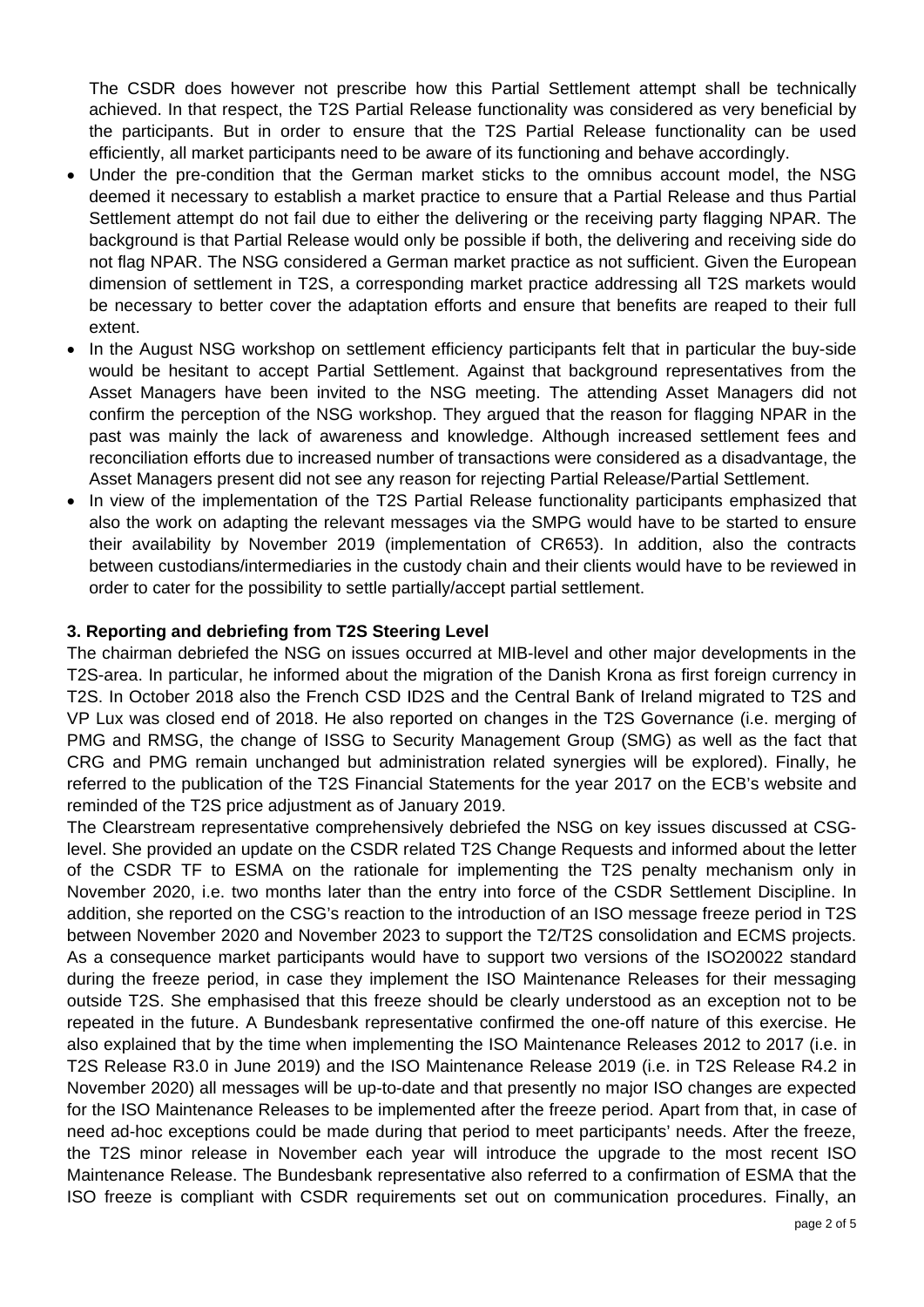The CSDR does however not prescribe how this Partial Settlement attempt shall be technically achieved. In that respect, the T2S Partial Release functionality was considered as very beneficial by the participants. But in order to ensure that the T2S Partial Release functionality can be used efficiently, all market participants need to be aware of its functioning and behave accordingly.

- Under the pre-condition that the German market sticks to the omnibus account model, the NSG deemed it necessary to establish a market practice to ensure that a Partial Release and thus Partial Settlement attempt do not fail due to either the delivering or the receiving party flagging NPAR. The background is that Partial Release would only be possible if both, the delivering and receiving side do not flag NPAR. The NSG considered a German market practice as not sufficient. Given the European dimension of settlement in T2S, a corresponding market practice addressing all T2S markets would be necessary to better cover the adaptation efforts and ensure that benefits are reaped to their full extent.
- In the August NSG workshop on settlement efficiency participants felt that in particular the buy-side would be hesitant to accept Partial Settlement. Against that background representatives from the Asset Managers have been invited to the NSG meeting. The attending Asset Managers did not confirm the perception of the NSG workshop. They argued that the reason for flagging NPAR in the past was mainly the lack of awareness and knowledge. Although increased settlement fees and reconciliation efforts due to increased number of transactions were considered as a disadvantage, the Asset Managers present did not see any reason for rejecting Partial Release/Partial Settlement.
- In view of the implementation of the T2S Partial Release functionality participants emphasized that also the work on adapting the relevant messages via the SMPG would have to be started to ensure their availability by November 2019 (implementation of CR653). In addition, also the contracts between custodians/intermediaries in the custody chain and their clients would have to be reviewed in order to cater for the possibility to settle partially/accept partial settlement.

**3. Reporting and debriefing from T2S Steering Level**

The chairman debriefed the NSG on issues occurred at MIB-level and other major developments in the T2S-area. In particular, he informed about the migration of the Danish Krona as first foreign currency in T2S. In October 2018 also the French CSD ID2S and the Central Bank of Ireland migrated to T2S and VP Lux was closed end of 2018. He also reported on changes in the T2S Governance (i.e. merging of PMG and RMSG, the change of ISSG to Security Management Group (SMG) as well as the fact that CRG and PMG remain unchanged but administration related synergies will be explored). Finally, he referred to the publication of the T2S Financial Statements for the year 2017 on the ECB's website and reminded of the T2S price adjustment as of January 2019.

The Clearstream representative comprehensively debriefed the NSG on key issues discussed at CSG-level. She provided an update on the CSDR related T2S Change Requests and informed about the letter of the CSDR TF to ESMA on the rationale for implementing the T2S penalty mechanism only in November 2020, i.e. two months later than the entry into force of the CSDR Settlement Discipline. In addition, she reported on the CSG's reaction to the introduction of an ISO message freeze period in T2S between November 2020 and November 2023 to support the T2/T2S consolidation and ECMS projects. As a consequence market participants would have to support two versions of the ISO20022 standard during the freeze period, in case they implement the ISO Maintenance Releases for their messaging outside T2S. She emphasised that this freeze should be clearly understood as an exception not to be repeated in the future. A Bundesbank representative confirmed the one-off nature of this exercise. He also explained that by the time when implementing the ISO Maintenance Releases 2012 to 2017 (i.e. in T2S Release R3.0 in June 2019) and the ISO Maintenance Release 2019 (i.e. in T2S Release R4.2 in November 2020) all messages will be up-to-date and that presently no major ISO changes are expected for the ISO Maintenance Releases to be implemented after the freeze period. Apart from that, in case of need ad-hoc exceptions could be made during that period to meet participants' needs. After the freeze, the T2S minor release in November each year will introduce the upgrade to the most recent ISO Maintenance Release. The Bundesbank representative also referred to a confirmation of ESMA that the ISO freeze is compliant with CSDR requirements set out on communication procedures. Finally, an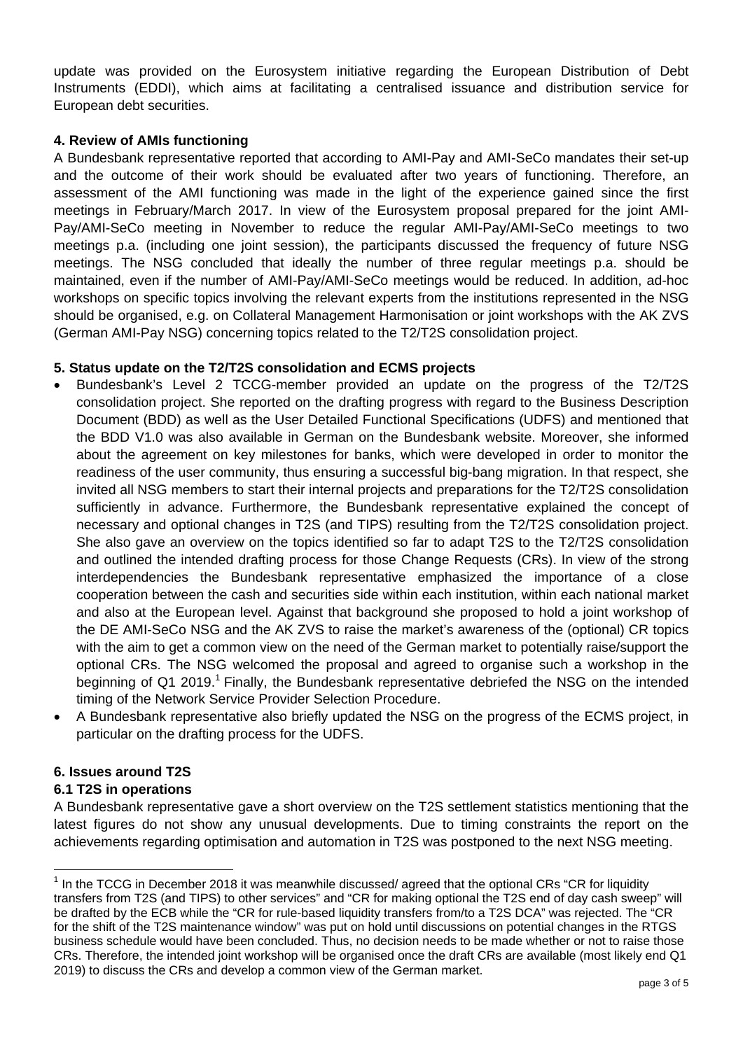update was provided on the Eurosystem initiative regarding the European Distribution of Debt Instruments (EDDI), which aims at facilitating a centralised issuance and distribution service for European debt securities.

**4. Review of AMIs functioning**

A Bundesbank representative reported that according to AMI-Pay and AMI-SeCo mandates their set-up and the outcome of their work should be evaluated after two years of functioning. Therefore, an assessment of the AMI functioning was made in the light of the experience gained since the first meetings in February/March 2017. In view of the Eurosystem proposal prepared for the joint AMI-Pay/AMI-SeCo meeting in November to reduce the regular AMI-Pay/AMI-SeCo meetings to two meetings p.a. (including one joint session), the participants discussed the frequency of future NSG meetings. The NSG concluded that ideally the number of three regular meetings p.a. should be maintained, even if the number of AMI-Pay/AMI-SeCo meetings would be reduced. In addition, ad-hoc workshops on specific topics involving the relevant experts from the institutions represented in the NSG should be organised, e.g. on Collateral Management Harmonisation or joint workshops with the AK ZVS (German AMI-Pay NSG) concerning topics related to the T2/T2S consolidation project.

**5. Status update on the T2/T2S consolidation and ECMS projects**

- Bundesbank's Level 2 TCCG-member provided an update on the progress of the T2/T2S consolidation project. She reported on the drafting progress with regard to the Business Description Document (BDD) as well as the User Detailed Functional Specifications (UDFS) and mentioned that the BDD V1.0 was also available in German on the Bundesbank website. Moreover, she informed about the agreement on key milestones for banks, which were developed in order to monitor the readiness of the user community, thus ensuring a successful big-bang migration. In that respect, she invited all NSG members to start their internal projects and preparations for the T2/T2S consolidation sufficiently in advance. Furthermore, the Bundesbank representative explained the concept of necessary and optional changes in T2S (and TIPS) resulting from the T2/T2S consolidation project. She also gave an overview on the topics identified so far to adapt T2S to the T2/T2S consolidation and outlined the intended drafting process for those Change Requests (CRs). In view of the strong interdependencies the Bundesbank representative emphasized the importance of a close cooperation between the cash and securities side within each institution, within each national market and also at the European level. Against that background she proposed to hold a joint workshop of the DE AMI-SeCo NSG and the AK ZVS to raise the market's awareness of the (optional) CR topics with the aim to get a common view on the need of the German market to potentially raise/support the optional CRs. The NSG welcomed the proposal and agreed to organise such a workshop in the beginning of Q1 2019.[1] Finally, the Bundesbank representative debriefed the NSG on the intended timing of the Network Service Provider Selection Procedure.
- A Bundesbank representative also briefly updated the NSG on the progress of the ECMS project, in particular on the drafting process for the UDFS.

**6. Issues around T2S**

**6.1 T2S in operations**

A Bundesbank representative gave a short overview on the T2S settlement statistics mentioning that the latest figures do not show any unusual developments. Due to timing constraints the report on the achievements regarding optimisation and automation in T2S was postponed to the next NSG meeting.

---

[1] In the TCCG in December 2018 it was meanwhile discussed/ agreed that the optional CRs "CR for liquidity transfers from T2S (and TIPS) to other services" and "CR for making optional the T2S end of day cash sweep" will be drafted by the ECB while the "CR for rule-based liquidity transfers from/to a T2S DCA" was rejected. The "CR for the shift of the T2S maintenance window" was put on hold until discussions on potential changes in the RTGS business schedule would have been concluded. Thus, no decision needs to be made whether or not to raise those CRs. Therefore, the intended joint workshop will be organised once the draft CRs are available (most likely end Q1 2019) to discuss the CRs and develop a common view of the German market.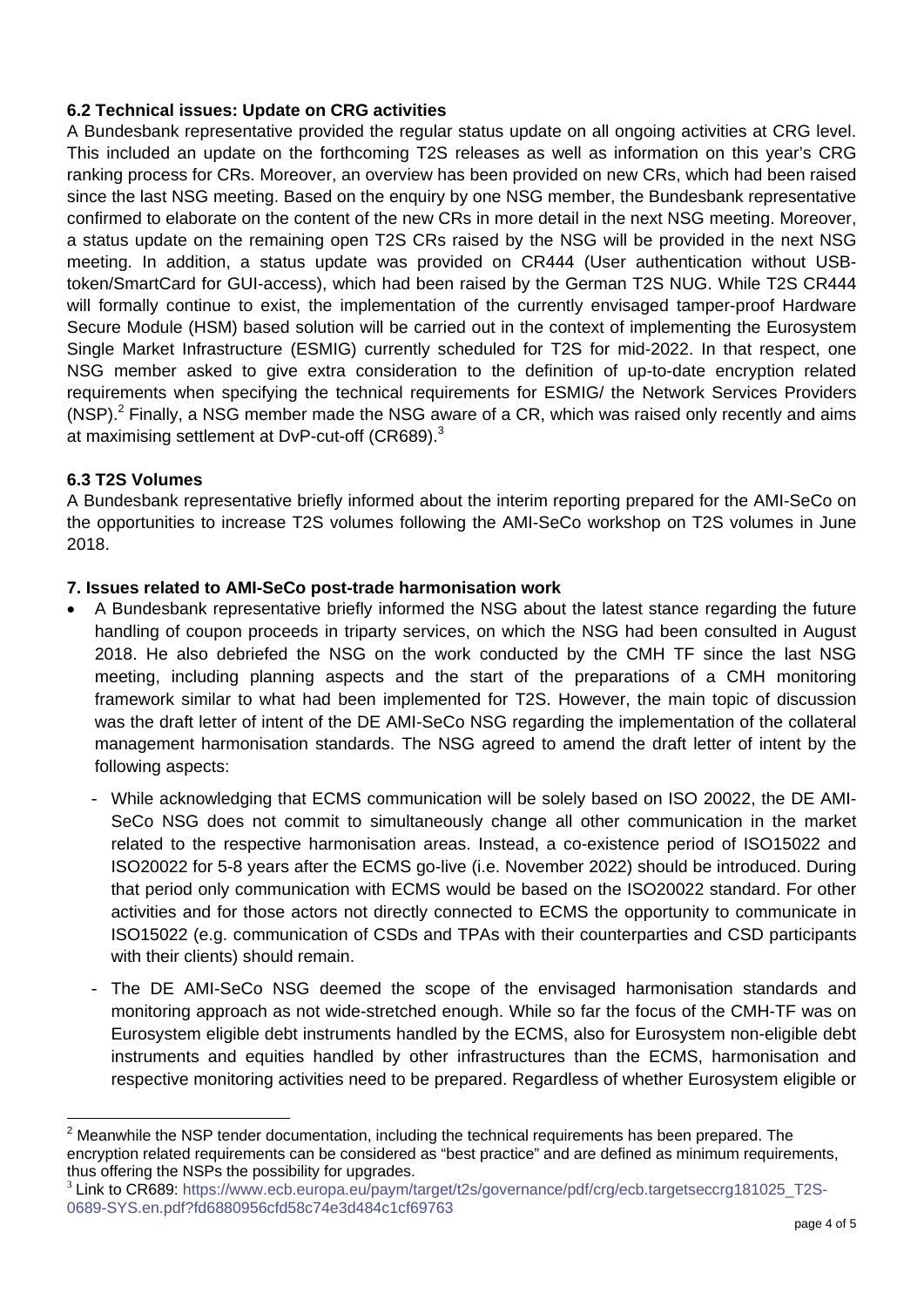### 6.2 Technical issues: Update on CRG activities

A Bundesbank representative provided the regular status update on all ongoing activities at CRG level. This included an update on the forthcoming T2S releases as well as information on this year's CRG ranking process for CRs. Moreover, an overview has been provided on new CRs, which had been raised since the last NSG meeting. Based on the enquiry by one NSG member, the Bundesbank representative confirmed to elaborate on the content of the new CRs in more detail in the next NSG meeting. Moreover, a status update on the remaining open T2S CRs raised by the NSG will be provided in the next NSG meeting. In addition, a status update was provided on CR444 (User authentication without USB-token/SmartCard for GUI-access), which had been raised by the German T2S NUG. While T2S CR444 will formally continue to exist, the implementation of the currently envisaged tamper-proof Hardware Secure Module (HSM) based solution will be carried out in the context of implementing the Eurosystem Single Market Infrastructure (ESMIG) currently scheduled for T2S for mid-2022. In that respect, one NSG member asked to give extra consideration to the definition of up-to-date encryption related requirements when specifying the technical requirements for ESMIG/ the Network Services Providers (NSP).[2] Finally, a NSG member made the NSG aware of a CR, which was raised only recently and aims at maximising settlement at DvP-cut-off (CR689).[3]

### 6.3 T2S Volumes

A Bundesbank representative briefly informed about the interim reporting prepared for the AMI-SeCo on the opportunities to increase T2S volumes following the AMI-SeCo workshop on T2S volumes in June 2018.

### 7. Issues related to AMI-SeCo post-trade harmonisation work

- A Bundesbank representative briefly informed the NSG about the latest stance regarding the future handling of coupon proceeds in triparty services, on which the NSG had been consulted in August 2018. He also debriefed the NSG on the work conducted by the CMH TF since the last NSG meeting, including planning aspects and the start of the preparations of a CMH monitoring framework similar to what had been implemented for T2S. However, the main topic of discussion was the draft letter of intent of the DE AMI-SeCo NSG regarding the implementation of the collateral management harmonisation standards. The NSG agreed to amend the draft letter of intent by the following aspects:
  - While acknowledging that ECMS communication will be solely based on ISO 20022, the DE AMI-SeCo NSG does not commit to simultaneously change all other communication in the market related to the respective harmonisation areas. Instead, a co-existence period of ISO15022 and ISO20022 for 5-8 years after the ECMS go-live (i.e. November 2022) should be introduced. During that period only communication with ECMS would be based on the ISO20022 standard. For other activities and for those actors not directly connected to ECMS the opportunity to communicate in ISO15022 (e.g. communication of CSDs and TPAs with their counterparties and CSD participants with their clients) should remain.
  - The DE AMI-SeCo NSG deemed the scope of the envisaged harmonisation standards and monitoring approach as not wide-stretched enough. While so far the focus of the CMH-TF was on Eurosystem eligible debt instruments handled by the ECMS, also for Eurosystem non-eligible debt instruments and equities handled by other infrastructures than the ECMS, harmonisation and respective monitoring activities need to be prepared. Regardless of whether Eurosystem eligible or

---

[2] Meanwhile the NSP tender documentation, including the technical requirements has been prepared. The encryption related requirements can be considered as "best practice" and are defined as minimum requirements, thus offering the NSPs the possibility for upgrades.

[3] Link to CR689: https://www.ecb.europa.eu/paym/target/t2s/governance/pdf/crg/ecb.targetseccrg181025_T2S-0689-SYS.en.pdf?fd6880956cfd58c74e3d484c1cf69763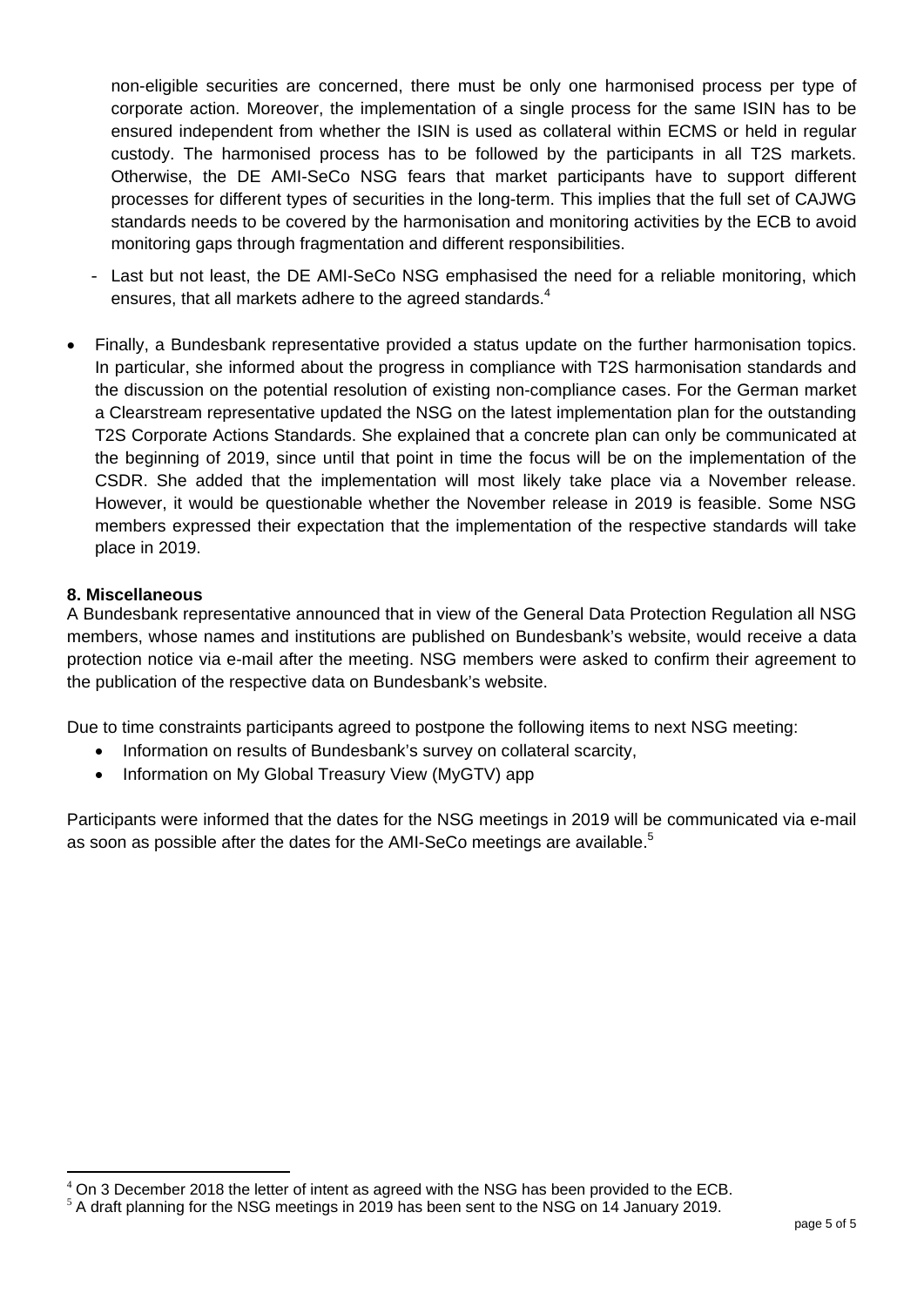non-eligible securities are concerned, there must be only one harmonised process per type of corporate action. Moreover, the implementation of a single process for the same ISIN has to be ensured independent from whether the ISIN is used as collateral within ECMS or held in regular custody. The harmonised process has to be followed by the participants in all T2S markets. Otherwise, the DE AMI-SeCo NSG fears that market participants have to support different processes for different types of securities in the long-term. This implies that the full set of CAJWG standards needs to be covered by the harmonisation and monitoring activities by the ECB to avoid monitoring gaps through fragmentation and different responsibilities.

- Last but not least, the DE AMI-SeCo NSG emphasised the need for a reliable monitoring, which ensures, that all markets adhere to the agreed standards.[4]

- Finally, a Bundesbank representative provided a status update on the further harmonisation topics. In particular, she informed about the progress in compliance with T2S harmonisation standards and the discussion on the potential resolution of existing non-compliance cases. For the German market a Clearstream representative updated the NSG on the latest implementation plan for the outstanding T2S Corporate Actions Standards. She explained that a concrete plan can only be communicated at the beginning of 2019, since until that point in time the focus will be on the implementation of the CSDR. She added that the implementation will most likely take place via a November release. However, it would be questionable whether the November release in 2019 is feasible. Some NSG members expressed their expectation that the implementation of the respective standards will take place in 2019.

**8. Miscellaneous**

A Bundesbank representative announced that in view of the General Data Protection Regulation all NSG members, whose names and institutions are published on Bundesbank's website, would receive a data protection notice via e-mail after the meeting. NSG members were asked to confirm their agreement to the publication of the respective data on Bundesbank's website.

Due to time constraints participants agreed to postpone the following items to next NSG meeting:

- Information on results of Bundesbank's survey on collateral scarcity,
- Information on My Global Treasury View (MyGTV) app

Participants were informed that the dates for the NSG meetings in 2019 will be communicated via e-mail as soon as possible after the dates for the AMI-SeCo meetings are available.[5]

[4] On 3 December 2018 the letter of intent as agreed with the NSG has been provided to the ECB.

[5] A draft planning for the NSG meetings in 2019 has been sent to the NSG on 14 January 2019.